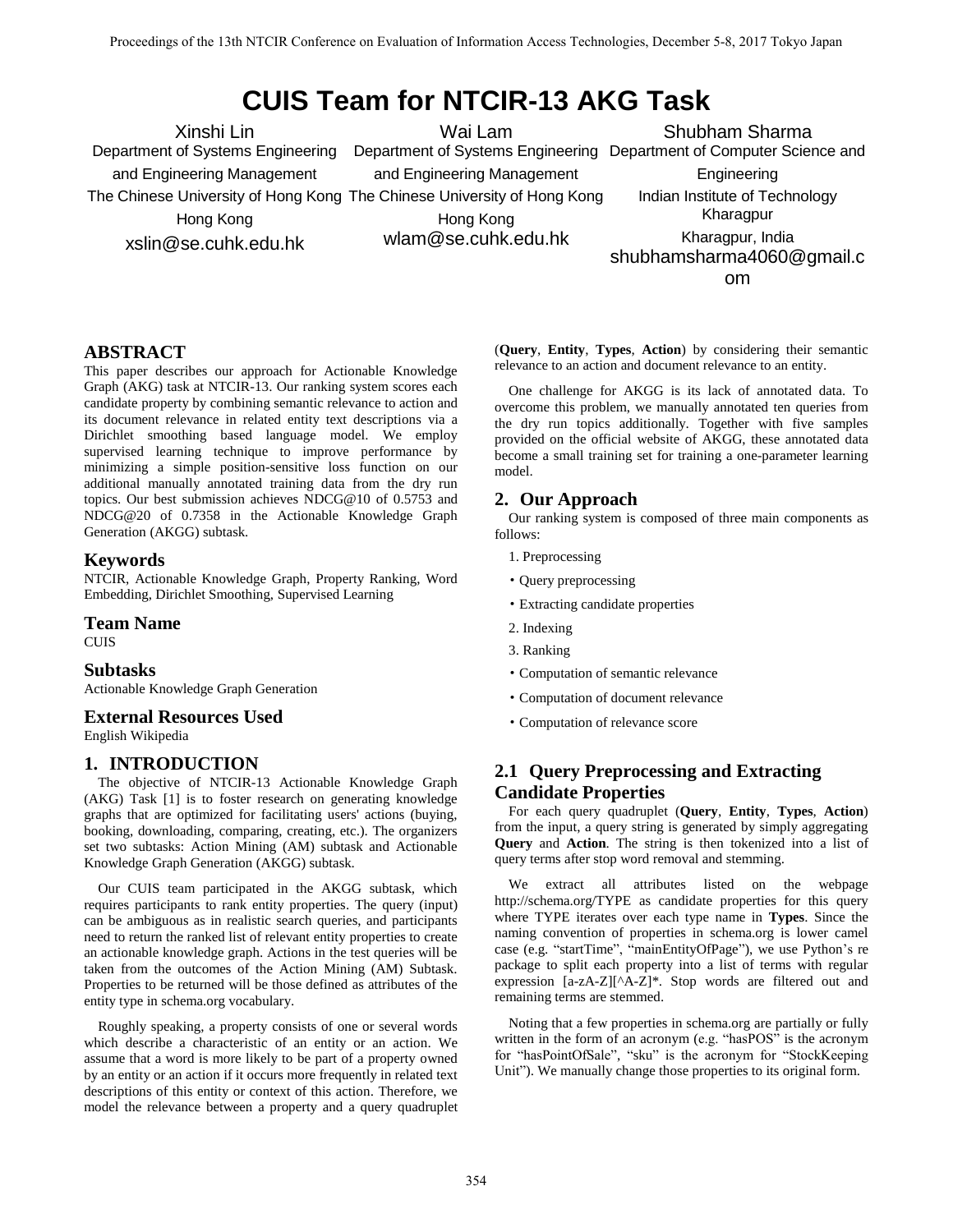# CUIS Team for NTCIR-13 AKG Task

Xinshi Lin
Department of Systems Engineering and Engineering Management
The Chinese University of Hong Kong
Hong Kong
xslin@se.cuhk.edu.hk

Wai Lam
Department of Systems Engineering and Engineering Management
The Chinese University of Hong Kong
Hong Kong
wlam@se.cuhk.edu.hk

Shubham Sharma
Department of Computer Science and Engineering
Indian Institute of Technology Kharagpur
Kharagpur, India
shubhamsharma4060@gmail.com

## ABSTRACT

This paper describes our approach for Actionable Knowledge Graph (AKG) task at NTCIR-13. Our ranking system scores each candidate property by combining semantic relevance to action and its document relevance in related entity text descriptions via a Dirichlet smoothing based language model. We employ supervised learning technique to improve performance by minimizing a simple position-sensitive loss function on our additional manually annotated training data from the dry run topics. Our best submission achieves NDCG@10 of 0.5753 and NDCG@20 of 0.7358 in the Actionable Knowledge Graph Generation (AKGG) subtask.

## Keywords

NTCIR, Actionable Knowledge Graph, Property Ranking, Word Embedding, Dirichlet Smoothing, Supervised Learning

## Team Name

CUIS

## Subtasks

Actionable Knowledge Graph Generation

## External Resources Used

English Wikipedia

## 1. INTRODUCTION

The objective of NTCIR-13 Actionable Knowledge Graph (AKG) Task [1] is to foster research on generating knowledge graphs that are optimized for facilitating users' actions (buying, booking, downloading, comparing, creating, etc.). The organizers set two subtasks: Action Mining (AM) subtask and Actionable Knowledge Graph Generation (AKGG) subtask.

Our CUIS team participated in the AKGG subtask, which requires participants to rank entity properties. The query (input) can be ambiguous as in realistic search queries, and participants need to return the ranked list of relevant entity properties to create an actionable knowledge graph. Actions in the test queries will be taken from the outcomes of the Action Mining (AM) Subtask. Properties to be returned will be those defined as attributes of the entity type in schema.org vocabulary.

Roughly speaking, a property consists of one or several words which describe a characteristic of an entity or an action. We assume that a word is more likely to be part of a property owned by an entity or an action if it occurs more frequently in related text descriptions of this entity or context of this action. Therefore, we model the relevance between a property and a query quadruplet (**Query**, **Entity**, **Types**, **Action**) by considering their semantic relevance to an action and document relevance to an entity.

One challenge for AKGG is its lack of annotated data. To overcome this problem, we manually annotated ten queries from the dry run topics additionally. Together with five samples provided on the official website of AKGG, these annotated data become a small training set for training a one-parameter learning model.

## 2. Our Approach

Our ranking system is composed of three main components as follows:

1. Preprocessing
   - Query preprocessing
   - Extracting candidate properties
2. Indexing
3. Ranking
   - Computation of semantic relevance
   - Computation of document relevance
   - Computation of relevance score

### 2.1 Query Preprocessing and Extracting Candidate Properties

For each query quadruplet (**Query**, **Entity**, **Types**, **Action**) from the input, a query string is generated by simply aggregating **Query** and **Action**. The string is then tokenized into a list of query terms after stop word removal and stemming.

We extract all attributes listed on the webpage http://schema.org/TYPE as candidate properties for this query where TYPE iterates over each type name in **Types**. Since the naming convention of properties in schema.org is lower camel case (e.g. "startTime", "mainEntityOfPage"), we use Python's re package to split each property into a list of terms with regular expression [a-zA-Z][^A-Z]*. Stop words are filtered out and remaining terms are stemmed.

Noting that a few properties in schema.org are partially or fully written in the form of an acronym (e.g. "hasPOS" is the acronym for "hasPointOfSale", "sku" is the acronym for "StockKeeping Unit"). We manually change those properties to its original form.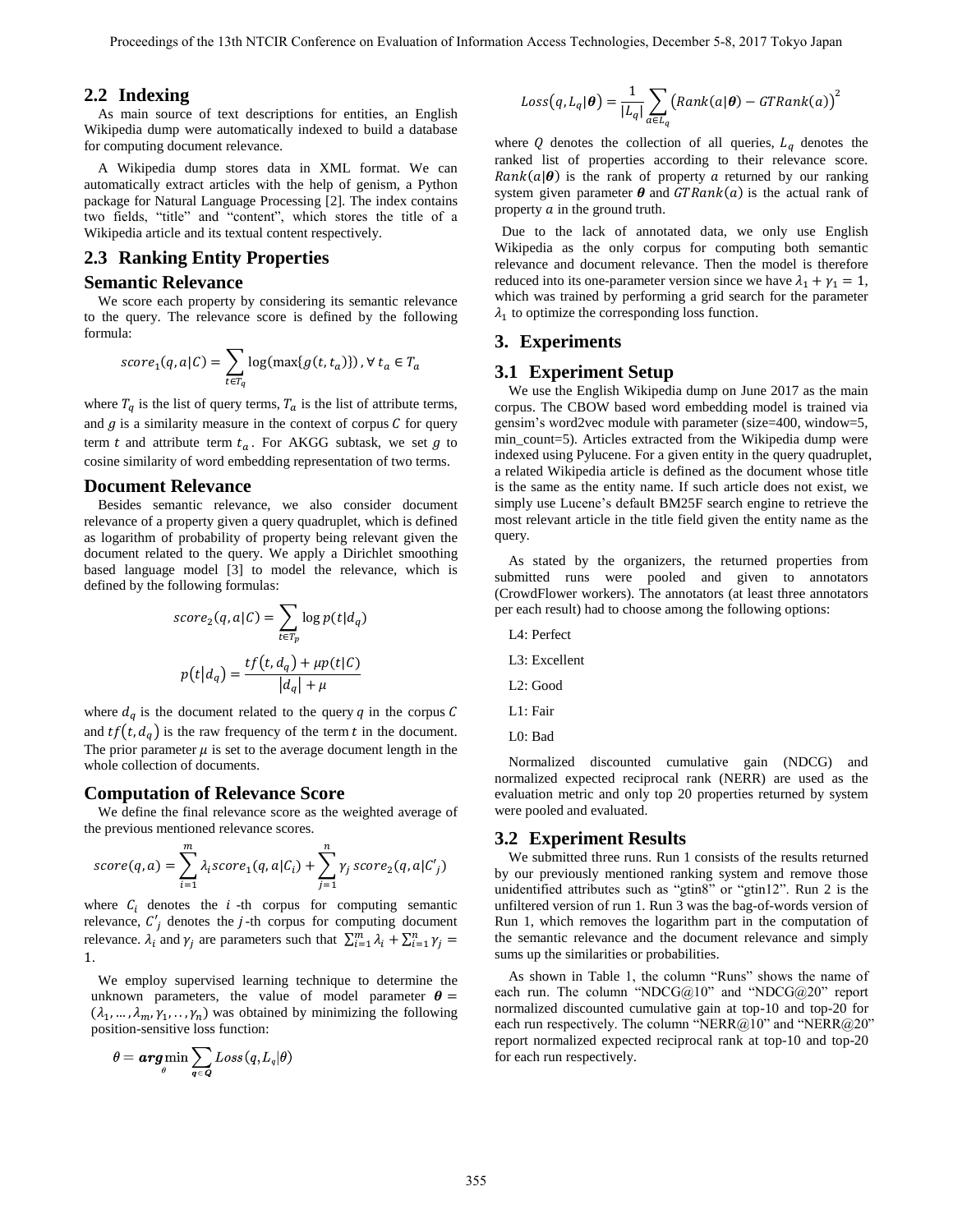## 2.2 Indexing

As main source of text descriptions for entities, an English Wikipedia dump were automatically indexed to build a database for computing document relevance.

A Wikipedia dump stores data in XML format. We can automatically extract articles with the help of genism, a Python package for Natural Language Processing [2]. The index contains two fields, "title" and "content", which stores the title of a Wikipedia article and its textual content respectively.

## 2.3 Ranking Entity Properties

### Semantic Relevance

We score each property by considering its semantic relevance to the query. The relevance score is defined by the following formula:

$$score_1(q, a|C) = \sum_{t \in T_q} \log(\max\{g(t, t_a)\}), \forall\, t_a \in T_a$$

where $T_q$ is the list of query terms, $T_a$ is the list of attribute terms, and $g$ is a similarity measure in the context of corpus $C$ for query term $t$ and attribute term $t_a$. For AKGG subtask, we set $g$ to cosine similarity of word embedding representation of two terms.

### Document Relevance

Besides semantic relevance, we also consider document relevance of a property given a query quadruplet, which is defined as logarithm of probability of property being relevant given the document related to the query. We apply a Dirichlet smoothing based language model [3] to model the relevance, which is defined by the following formulas:

$$score_2(q, a|C) = \sum_{t \in T_p} \log p(t|d_q)$$

$$p(t|d_q) = \frac{tf(t, d_q) + \mu p(t|C)}{|d_q| + \mu}$$

where $d_q$ is the document related to the query $q$ in the corpus $C$ and $tf(t, d_q)$ is the raw frequency of the term $t$ in the document. The prior parameter $\mu$ is set to the average document length in the whole collection of documents.

### Computation of Relevance Score

We define the final relevance score as the weighted average of the previous mentioned relevance scores.

$$score(q, a) = \sum_{i=1}^{m} \lambda_i score_1(q, a|C_i) + \sum_{j=1}^{n} \gamma_j\, score_2(q, a|C'_j)$$

where $C_i$ denotes the $i$-th corpus for computing semantic relevance, $C'_j$ denotes the $j$-th corpus for computing document relevance. $\lambda_i$ and $\gamma_j$ are parameters such that $\sum_{i=1}^{m} \lambda_i + \sum_{i=1}^{n} \gamma_j = 1$.

We employ supervised learning technique to determine the unknown parameters, the value of model parameter $\boldsymbol{\theta} = (\lambda_1, \ldots, \lambda_m, \gamma_1, \ldots, \gamma_n)$ was obtained by minimizing the following position-sensitive loss function:

$$\theta = \underset{\theta}{\boldsymbol{arg}\min} \sum_{q \in \boldsymbol{Q}} Loss(q, L_q|\theta)$$

$$Loss(q, L_q|\boldsymbol{\theta}) = \frac{1}{|L_q|} \sum_{a \in L_q} \left(Rank(a|\boldsymbol{\theta}) - GTRank(a)\right)^2$$

where $Q$ denotes the collection of all queries, $L_q$ denotes the ranked list of properties according to their relevance score. $Rank(a|\boldsymbol{\theta})$ is the rank of property $a$ returned by our ranking system given parameter $\boldsymbol{\theta}$ and $GTRank(a)$ is the actual rank of property $a$ in the ground truth.

Due to the lack of annotated data, we only use English Wikipedia as the only corpus for computing both semantic relevance and document relevance. Then the model is therefore reduced into its one-parameter version since we have $\lambda_1 + \gamma_1 = 1$, which was trained by performing a grid search for the parameter $\lambda_1$ to optimize the corresponding loss function.

# 3. Experiments

## 3.1 Experiment Setup

We use the English Wikipedia dump on June 2017 as the main corpus. The CBOW based word embedding model is trained via gensim's word2vec module with parameter (size=400, window=5, min_count=5). Articles extracted from the Wikipedia dump were indexed using Pylucene. For a given entity in the query quadruplet, a related Wikipedia article is defined as the document whose title is the same as the entity name. If such article does not exist, we simply use Lucene's default BM25F search engine to retrieve the most relevant article in the title field given the entity name as the query.

As stated by the organizers, the returned properties from submitted runs were pooled and given to annotators (CrowdFlower workers). The annotators (at least three annotators per each result) had to choose among the following options:

L4: Perfect

L3: Excellent

L2: Good

L1: Fair

L0: Bad

Normalized discounted cumulative gain (NDCG) and normalized expected reciprocal rank (NERR) are used as the evaluation metric and only top 20 properties returned by system were pooled and evaluated.

## 3.2 Experiment Results

We submitted three runs. Run 1 consists of the results returned by our previously mentioned ranking system and remove those unidentified attributes such as "gtin8" or "gtin12". Run 2 is the unfiltered version of run 1. Run 3 was the bag-of-words version of Run 1, which removes the logarithm part in the computation of the semantic relevance and the document relevance and simply sums up the similarities or probabilities.

As shown in Table 1, the column "Runs" shows the name of each run. The column "NDCG@10" and "NDCG@20" report normalized discounted cumulative gain at top-10 and top-20 for each run respectively. The column "NERR@10" and "NERR@20" report normalized expected reciprocal rank at top-10 and top-20 for each run respectively.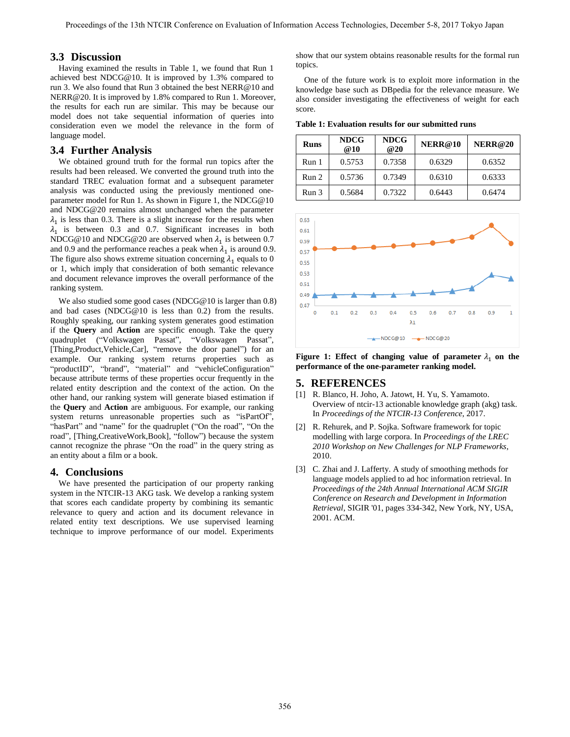### 3.3 Discussion

Having examined the results in Table 1, we found that Run 1 achieved best NDCG@10. It is improved by 1.3% compared to run 3. We also found that Run 3 obtained the best NERR@10 and NERR@20. It is improved by 1.8% compared to Run 1. Moreover, the results for each run are similar. This may be because our model does not take sequential information of queries into consideration even we model the relevance in the form of language model.

### 3.4 Further Analysis

We obtained ground truth for the formal run topics after the results had been released. We converted the ground truth into the standard TREC evaluation format and a subsequent parameter analysis was conducted using the previously mentioned one-parameter model for Run 1. As shown in Figure 1, the NDCG@10 and NDCG@20 remains almost unchanged when the parameter $\lambda_1$ is less than 0.3. There is a slight increase for the results when $\lambda_1$ is between 0.3 and 0.7. Significant increases in both NDCG@10 and NDCG@20 are observed when $\lambda_1$ is between 0.7 and 0.9 and the performance reaches a peak when $\lambda_1$ is around 0.9. The figure also shows extreme situation concerning $\lambda_1$ equals to 0 or 1, which imply that consideration of both semantic relevance and document relevance improves the overall performance of the ranking system.

We also studied some good cases (NDCG@10 is larger than 0.8) and bad cases (NDCG@10 is less than 0.2) from the results. Roughly speaking, our ranking system generates good estimation if the **Query** and **Action** are specific enough. Take the query quadruplet ("Volkswagen Passat", "Volkswagen Passat", [Thing,Product,Vehicle,Car], "remove the door panel") for an example. Our ranking system returns properties such as "productID", "brand", "material" and "vehicleConfiguration" because attribute terms of these properties occur frequently in the related entity description and the context of the action. On the other hand, our ranking system will generate biased estimation if the **Query** and **Action** are ambiguous. For example, our ranking system returns unreasonable properties such as "isPartOf", "hasPart" and "name" for the quadruplet ("On the road", "On the road", [Thing,CreativeWork,Book], "follow") because the system cannot recognize the phrase "On the road" in the query string as an entity about a film or a book.

## 4. Conclusions

We have presented the participation of our property ranking system in the NTCIR-13 AKG task. We develop a ranking system that scores each candidate property by combining its semantic relevance to query and action and its document relevance in related entity text descriptions. We use supervised learning technique to improve performance of our model. Experiments show that our system obtains reasonable results for the formal run topics.

One of the future work is to exploit more information in the knowledge base such as DBpedia for the relevance measure. We also consider investigating the effectiveness of weight for each score.

**Table 1: Evaluation results for our submitted runs**

| Runs | NDCG @10 | NDCG @20 | NERR@10 | NERR@20 |
|---|---|---|---|---|
| Run 1 | 0.5753 | 0.7358 | 0.6329 | 0.6352 |
| Run 2 | 0.5736 | 0.7349 | 0.6310 | 0.6333 |
| Run 3 | 0.5684 | 0.7322 | 0.6443 | 0.6474 |

0.63
0.61
0.59
0.57
0.55
0.53
0.51
0.49
0.47
0 0.1 0.2 0.3 0.4 0.5 0.6 0.7 0.8 0.9 1
λ1
NDCG@10 NDCG@20

**Figure 1: Effect of changing value of parameter $\lambda_1$ on the performance of the one-parameter ranking model.**

## 5. REFERENCES

[1] R. Blanco, H. Joho, A. Jatowt, H. Yu, S. Yamamoto. Overview of ntcir-13 actionable knowledge graph (akg) task. In *Proceedings of the NTCIR-13 Conference*, 2017.

[2] R. Rehurek, and P. Sojka. Software framework for topic modelling with large corpora. In *Proceedings of the LREC 2010 Workshop on New Challenges for NLP Frameworks*, 2010.

[3] C. Zhai and J. Lafferty. A study of smoothing methods for language models applied to ad hoc information retrieval. In *Proceedings of the 24th Annual International ACM SIGIR Conference on Research and Development in Information Retrieval*, SIGIR '01, pages 334-342, New York, NY, USA, 2001. ACM.